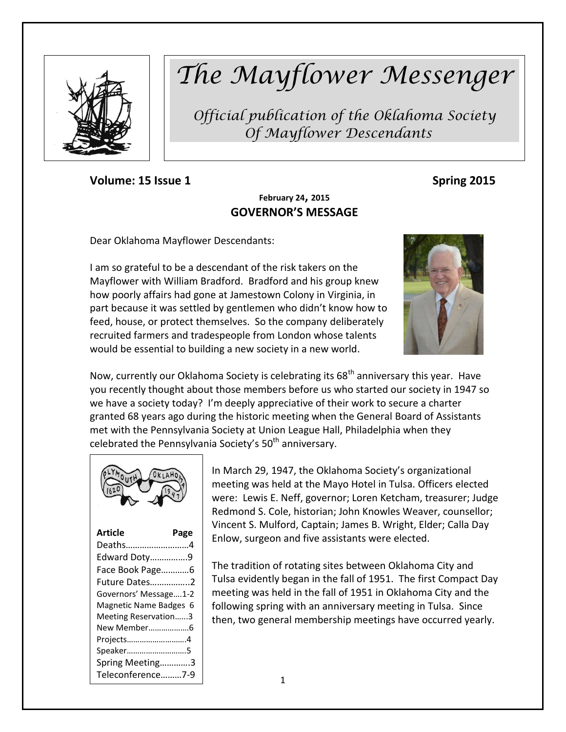# The Mayflower Messenger

*Official publication of the Oklahoma Society Of Mayflower Descendants*

**Volume: 15 Issue 1** **Spring 2015**

**February 24, 2015**

## GOVERNOR'S MESSAGE

Dear Oklahoma Mayflower Descendants:

I am so grateful to be a descendant of the risk takers on the Mayflower with William Bradford. Bradford and his group knew how poorly affairs had gone at Jamestown Colony in Virginia, in part because it was settled by gentlemen who didn't know how to feed, house, or protect themselves. So the company deliberately recruited farmers and tradespeople from London whose talents would be essential to building a new society in a new world.

Now, currently our Oklahoma Society is celebrating its 68th anniversary this year. Have you recently thought about those members before us who started our society in 1947 so we have a society today? I'm deeply appreciative of their work to secure a charter granted 68 years ago during the historic meeting when the General Board of Assistants met with the Pennsylvania Society at Union League Hall, Philadelphia when they celebrated the Pennsylvania Society's 50th anniversary.

In March 29, 1947, the Oklahoma Society's organizational meeting was held at the Mayo Hotel in Tulsa. Officers elected were: Lewis E. Neff, governor; Loren Ketcham, treasurer; Judge Redmond S. Cole, historian; John Knowles Weaver, counsellor; Vincent S. Mulford, Captain; James B. Wright, Elder; Calla Day Enlow, surgeon and five assistants were elected.

The tradition of rotating sites between Oklahoma City and Tulsa evidently began in the fall of 1951. The first Compact Day meeting was held in the fall of 1951 in Oklahoma City and the following spring with an anniversary meeting in Tulsa. Since then, two general membership meetings have occurred yearly.

| Article | Page |
|---|---|
| Deaths | 4 |
| Edward Doty | 9 |
| Face Book Page | 6 |
| Future Dates | 2 |
| Governors' Message | 1-2 |
| Magnetic Name Badges | 6 |
| Meeting Reservation | 3 |
| New Member | 6 |
| Projects | 4 |
| Speaker | 5 |
| Spring Meeting | 3 |
| Teleconference | 7-9 |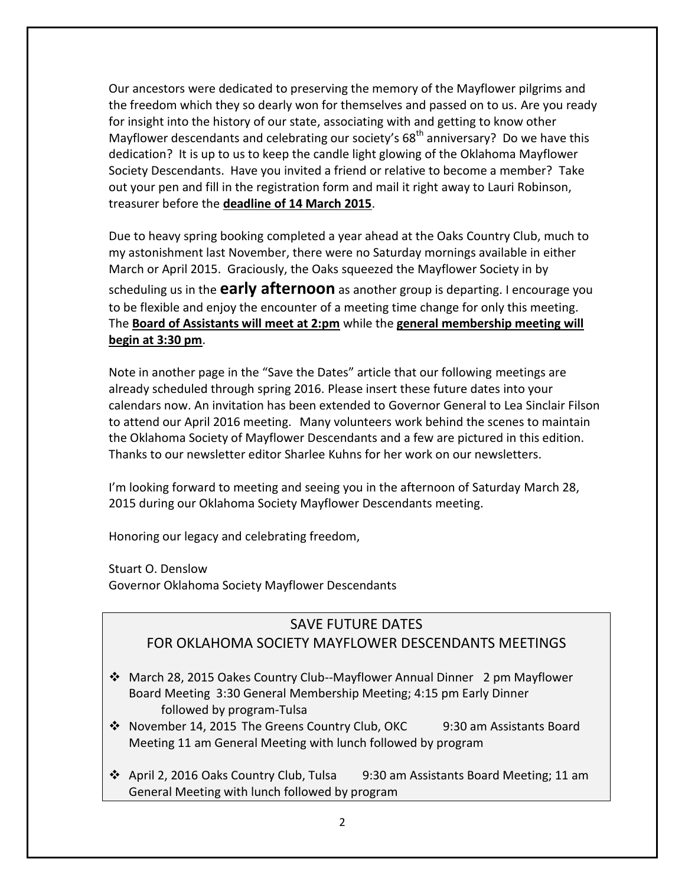Our ancestors were dedicated to preserving the memory of the Mayflower pilgrims and the freedom which they so dearly won for themselves and passed on to us. Are you ready for insight into the history of our state, associating with and getting to know other Mayflower descendants and celebrating our society's 68th anniversary? Do we have this dedication? It is up to us to keep the candle light glowing of the Oklahoma Mayflower Society Descendants. Have you invited a friend or relative to become a member? Take out your pen and fill in the registration form and mail it right away to Lauri Robinson, treasurer before the **deadline of 14 March 2015**.

Due to heavy spring booking completed a year ahead at the Oaks Country Club, much to my astonishment last November, there were no Saturday mornings available in either March or April 2015. Graciously, the Oaks squeezed the Mayflower Society in by scheduling us in the **early afternoon** as another group is departing. I encourage you to be flexible and enjoy the encounter of a meeting time change for only this meeting. The **Board of Assistants will meet at 2:pm** while the **general membership meeting will begin at 3:30 pm**.

Note in another page in the "Save the Dates" article that our following meetings are already scheduled through spring 2016. Please insert these future dates into your calendars now. An invitation has been extended to Governor General to Lea Sinclair Filson to attend our April 2016 meeting. Many volunteers work behind the scenes to maintain the Oklahoma Society of Mayflower Descendants and a few are pictured in this edition. Thanks to our newsletter editor Sharlee Kuhns for her work on our newsletters.

I'm looking forward to meeting and seeing you in the afternoon of Saturday March 28, 2015 during our Oklahoma Society Mayflower Descendants meeting.

Honoring our legacy and celebrating freedom,

Stuart O. Denslow
Governor Oklahoma Society Mayflower Descendants

## SAVE FUTURE DATES FOR OKLAHOMA SOCIETY MAYFLOWER DESCENDANTS MEETINGS

- March 28, 2015 Oakes Country Club--Mayflower Annual Dinner 2 pm Mayflower Board Meeting 3:30 General Membership Meeting; 4:15 pm Early Dinner followed by program-Tulsa
- November 14, 2015 The Greens Country Club, OKC 9:30 am Assistants Board Meeting 11 am General Meeting with lunch followed by program
- April 2, 2016 Oaks Country Club, Tulsa 9:30 am Assistants Board Meeting; 11 am General Meeting with lunch followed by program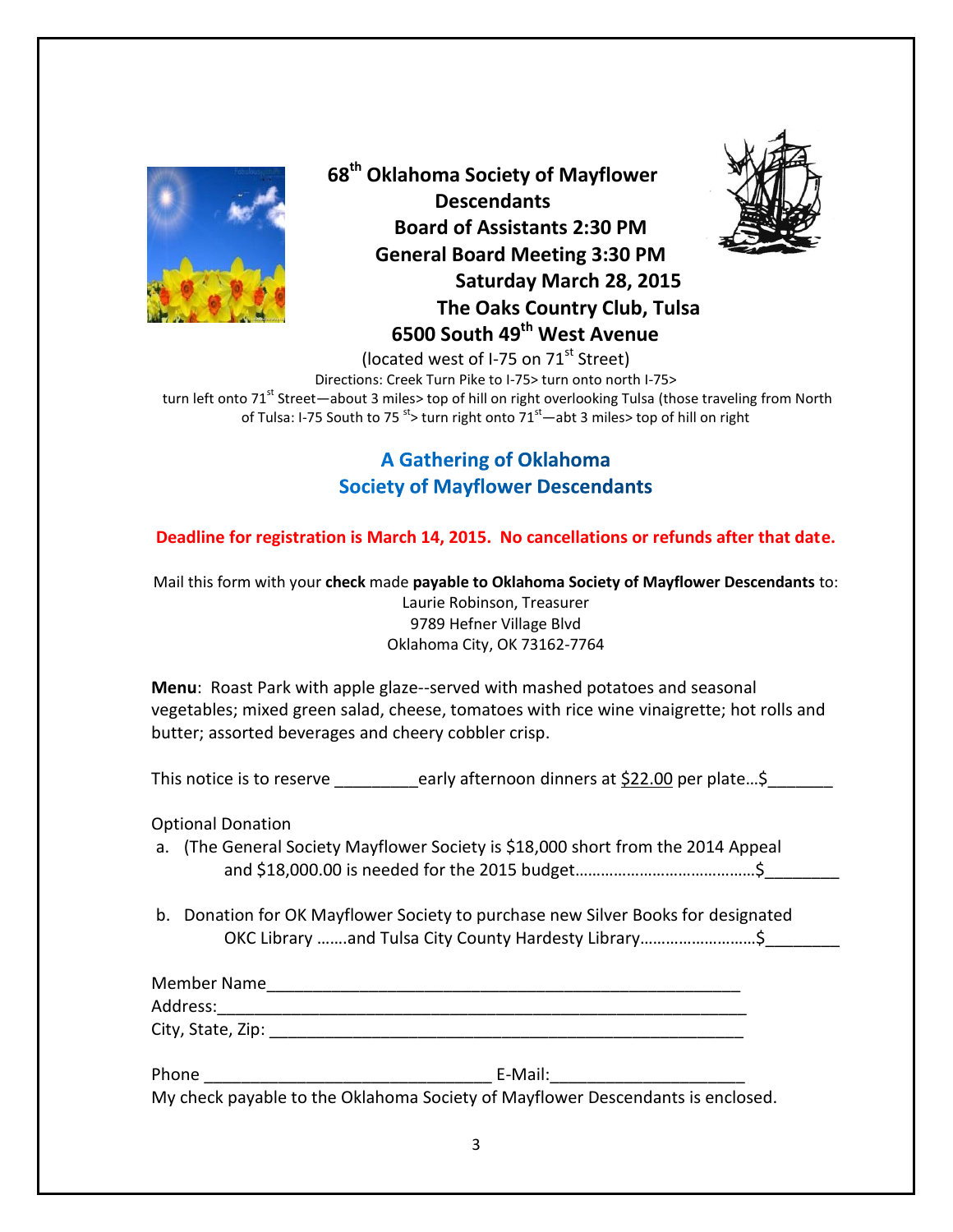# 68th Oklahoma Society of Mayflower Descendants

**Board of Assistants 2:30 PM**
**General Board Meeting 3:30 PM**
**Saturday March 28, 2015**
**The Oaks Country Club, Tulsa**
**6500 South 49th West Avenue**

(located west of I-75 on 71st Street)

Directions: Creek Turn Pike to I-75> turn onto north I-75> turn left onto 71st Street—about 3 miles> top of hill on right overlooking Tulsa (those traveling from North of Tulsa: I-75 South to 75 st> turn right onto 71st—abt 3 miles> top of hill on right

## A Gathering of Oklahoma Society of Mayflower Descendants

**Deadline for registration is March 14, 2015. No cancellations or refunds after that date.**

Mail this form with your **check** made **payable to Oklahoma Society of Mayflower Descendants** to:

Laurie Robinson, Treasurer
9789 Hefner Village Blvd
Oklahoma City, OK 73162-7764

**Menu**: Roast Park with apple glaze--served with mashed potatoes and seasonal vegetables; mixed green salad, cheese, tomatoes with rice wine vinaigrette; hot rolls and butter; assorted beverages and cheery cobbler crisp.

This notice is to reserve _________early afternoon dinners at $22.00 per plate…$_______

Optional Donation

a. (The General Society Mayflower Society is $18,000 short from the 2014 Appeal and $18,000.00 is needed for the 2015 budget……………………………………$________

b. Donation for OK Mayflower Society to purchase new Silver Books for designated OKC Library …….and Tulsa City County Hardesty Library………………………$________

Member Name_____________________________________________________
Address:_________________________________________________________
City, State, Zip: ____________________________________________________

Phone _______________________________ E-Mail:_____________________
My check payable to the Oklahoma Society of Mayflower Descendants is enclosed.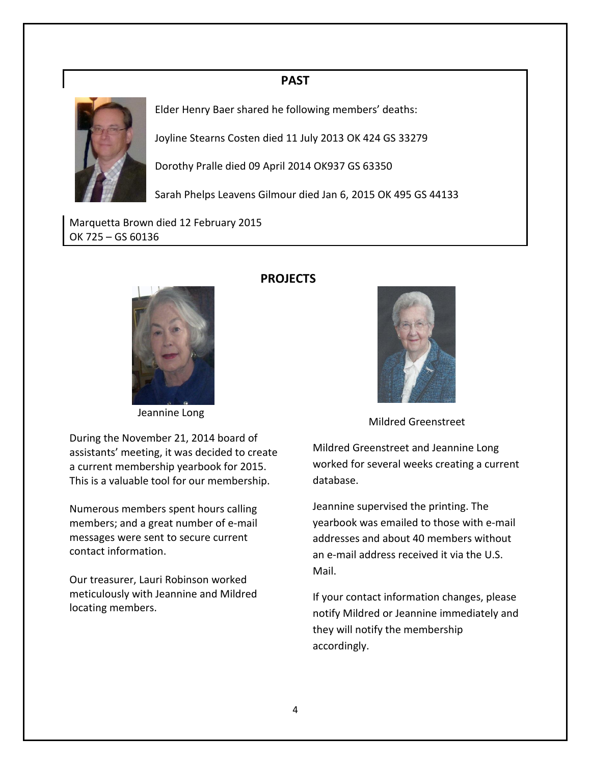## PAST

Elder Henry Baer shared he following members' deaths:

Joyline Stearns Costen died 11 July 2013 OK 424 GS 33279

Dorothy Pralle died 09 April 2014 OK937 GS 63350

Sarah Phelps Leavens Gilmour died Jan 6, 2015 OK 495 GS 44133

Marquetta Brown died 12 February 2015
OK 725 – GS 60136

## PROJECTS

Jeannine Long

During the November 21, 2014 board of assistants' meeting, it was decided to create a current membership yearbook for 2015. This is a valuable tool for our membership.

Numerous members spent hours calling members; and a great number of e-mail messages were sent to secure current contact information.

Our treasurer, Lauri Robinson worked meticulously with Jeannine and Mildred locating members.

Mildred Greenstreet

Mildred Greenstreet and Jeannine Long worked for several weeks creating a current database.

Jeannine supervised the printing. The yearbook was emailed to those with e-mail addresses and about 40 members without an e-mail address received it via the U.S. Mail.

If your contact information changes, please notify Mildred or Jeannine immediately and they will notify the membership accordingly.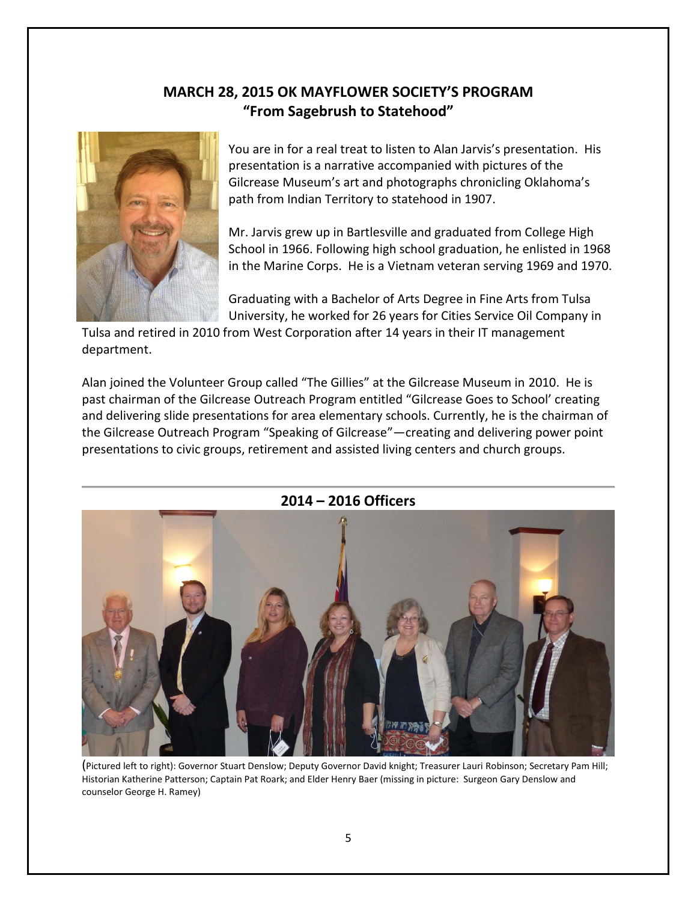## MARCH 28, 2015 OK MAYFLOWER SOCIETY'S PROGRAM
## "From Sagebrush to Statehood"

You are in for a real treat to listen to Alan Jarvis's presentation. His presentation is a narrative accompanied with pictures of the Gilcrease Museum's art and photographs chronicling Oklahoma's path from Indian Territory to statehood in 1907.

Mr. Jarvis grew up in Bartlesville and graduated from College High School in 1966. Following high school graduation, he enlisted in 1968 in the Marine Corps. He is a Vietnam veteran serving 1969 and 1970.

Graduating with a Bachelor of Arts Degree in Fine Arts from Tulsa University, he worked for 26 years for Cities Service Oil Company in Tulsa and retired in 2010 from West Corporation after 14 years in their IT management department.

Alan joined the Volunteer Group called "The Gillies" at the Gilcrease Museum in 2010. He is past chairman of the Gilcrease Outreach Program entitled "Gilcrease Goes to School' creating and delivering slide presentations for area elementary schools. Currently, he is the chairman of the Gilcrease Outreach Program "Speaking of Gilcrease"—creating and delivering power point presentations to civic groups, retirement and assisted living centers and church groups.

---

## 2014 – 2016 Officers

(Pictured left to right): Governor Stuart Denslow; Deputy Governor David knight; Treasurer Lauri Robinson; Secretary Pam Hill; Historian Katherine Patterson; Captain Pat Roark; and Elder Henry Baer (missing in picture: Surgeon Gary Denslow and counselor George H. Ramey)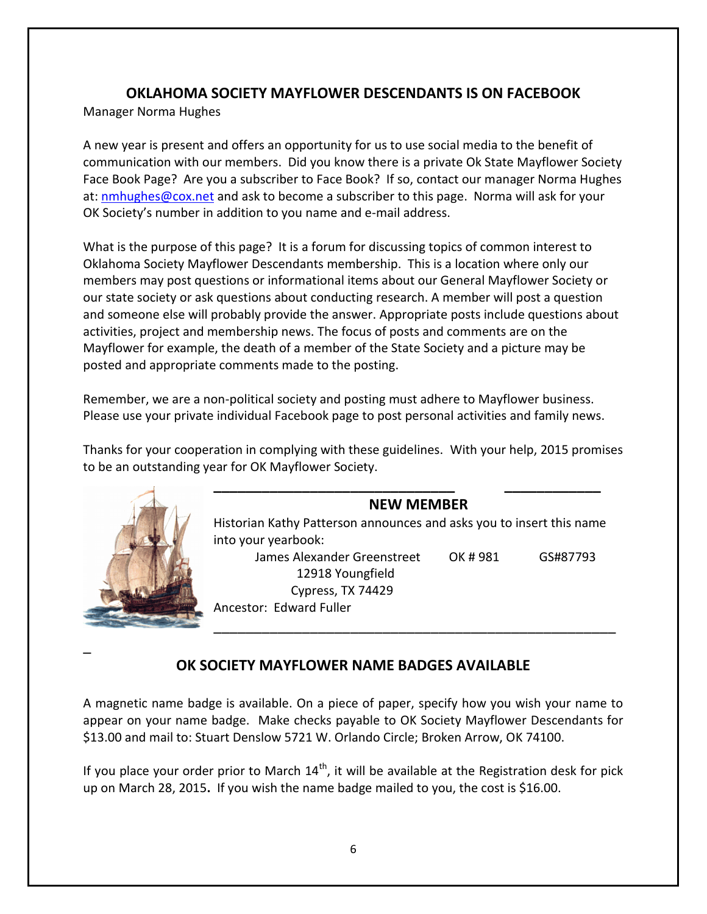## OKLAHOMA SOCIETY MAYFLOWER DESCENDANTS IS ON FACEBOOK

Manager Norma Hughes

A new year is present and offers an opportunity for us to use social media to the benefit of communication with our members. Did you know there is a private Ok State Mayflower Society Face Book Page? Are you a subscriber to Face Book? If so, contact our manager Norma Hughes at: nmhughes@cox.net and ask to become a subscriber to this page. Norma will ask for your OK Society's number in addition to you name and e-mail address.

What is the purpose of this page? It is a forum for discussing topics of common interest to Oklahoma Society Mayflower Descendants membership. This is a location where only our members may post questions or informational items about our General Mayflower Society or our state society or ask questions about conducting research. A member will post a question and someone else will probably provide the answer. Appropriate posts include questions about activities, project and membership news. The focus of posts and comments are on the Mayflower for example, the death of a member of the State Society and a picture may be posted and appropriate comments made to the posting.

Remember, we are a non-political society and posting must adhere to Mayflower business. Please use your private individual Facebook page to post personal activities and family news.

Thanks for your cooperation in complying with these guidelines. With your help, 2015 promises to be an outstanding year for OK Mayflower Society.

---

### NEW MEMBER

Historian Kathy Patterson announces and asks you to insert this name into your yearbook:

James Alexander Greenstreet OK # 981 GS#87793
12918 Youngfield
Cypress, TX 74429

Ancestor: Edward Fuller

---

## OK SOCIETY MAYFLOWER NAME BADGES AVAILABLE

A magnetic name badge is available. On a piece of paper, specify how you wish your name to appear on your name badge. Make checks payable to OK Society Mayflower Descendants for $13.00 and mail to: Stuart Denslow 5721 W. Orlando Circle; Broken Arrow, OK 74100.

If you place your order prior to March 14th, it will be available at the Registration desk for pick up on March 28, 2015**.** If you wish the name badge mailed to you, the cost is $16.00.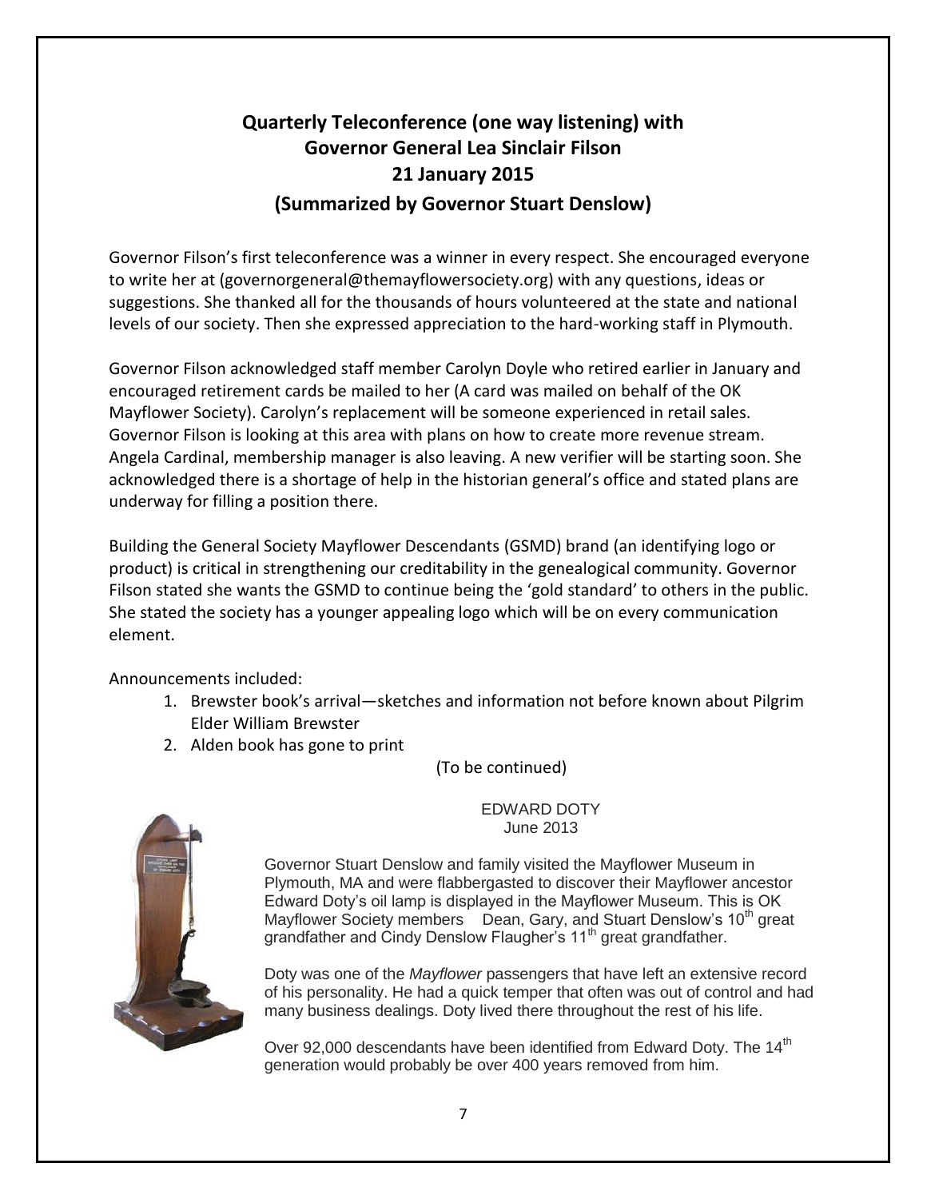## Quarterly Teleconference (one way listening) with Governor General Lea Sinclair Filson
## 21 January 2015
### (Summarized by Governor Stuart Denslow)

Governor Filson's first teleconference was a winner in every respect. She encouraged everyone to write her at (governorgeneral@themayflowersociety.org) with any questions, ideas or suggestions. She thanked all for the thousands of hours volunteered at the state and national levels of our society. Then she expressed appreciation to the hard-working staff in Plymouth.

Governor Filson acknowledged staff member Carolyn Doyle who retired earlier in January and encouraged retirement cards be mailed to her (A card was mailed on behalf of the OK Mayflower Society). Carolyn's replacement will be someone experienced in retail sales. Governor Filson is looking at this area with plans on how to create more revenue stream. Angela Cardinal, membership manager is also leaving. A new verifier will be starting soon. She acknowledged there is a shortage of help in the historian general's office and stated plans are underway for filling a position there.

Building the General Society Mayflower Descendants (GSMD) brand (an identifying logo or product) is critical in strengthening our creditability in the genealogical community. Governor Filson stated she wants the GSMD to continue being the 'gold standard' to others in the public. She stated the society has a younger appealing logo which will be on every communication element.

Announcements included:

1. Brewster book's arrival—sketches and information not before known about Pilgrim Elder William Brewster
2. Alden book has gone to print

(To be continued)

### EDWARD DOTY
June 2013

Governor Stuart Denslow and family visited the Mayflower Museum in Plymouth, MA and were flabbergasted to discover their Mayflower ancestor Edward Doty's oil lamp is displayed in the Mayflower Museum. This is OK Mayflower Society members Dean, Gary, and Stuart Denslow's 10th great grandfather and Cindy Denslow Flaugher's 11th great grandfather.

Doty was one of the *Mayflower* passengers that have left an extensive record of his personality. He had a quick temper that often was out of control and had many business dealings. Doty lived there throughout the rest of his life.

Over 92,000 descendants have been identified from Edward Doty. The 14th generation would probably be over 400 years removed from him.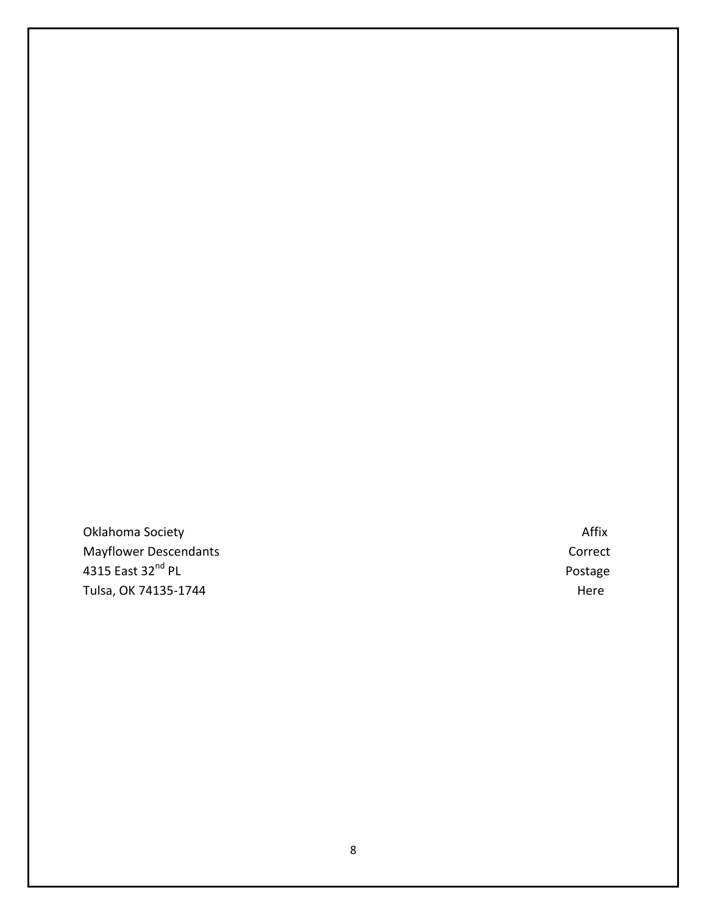Oklahoma Society
Mayflower Descendants
4315 East 32nd PL
Tulsa, OK 74135-1744

Affix
Correct
Postage
Here